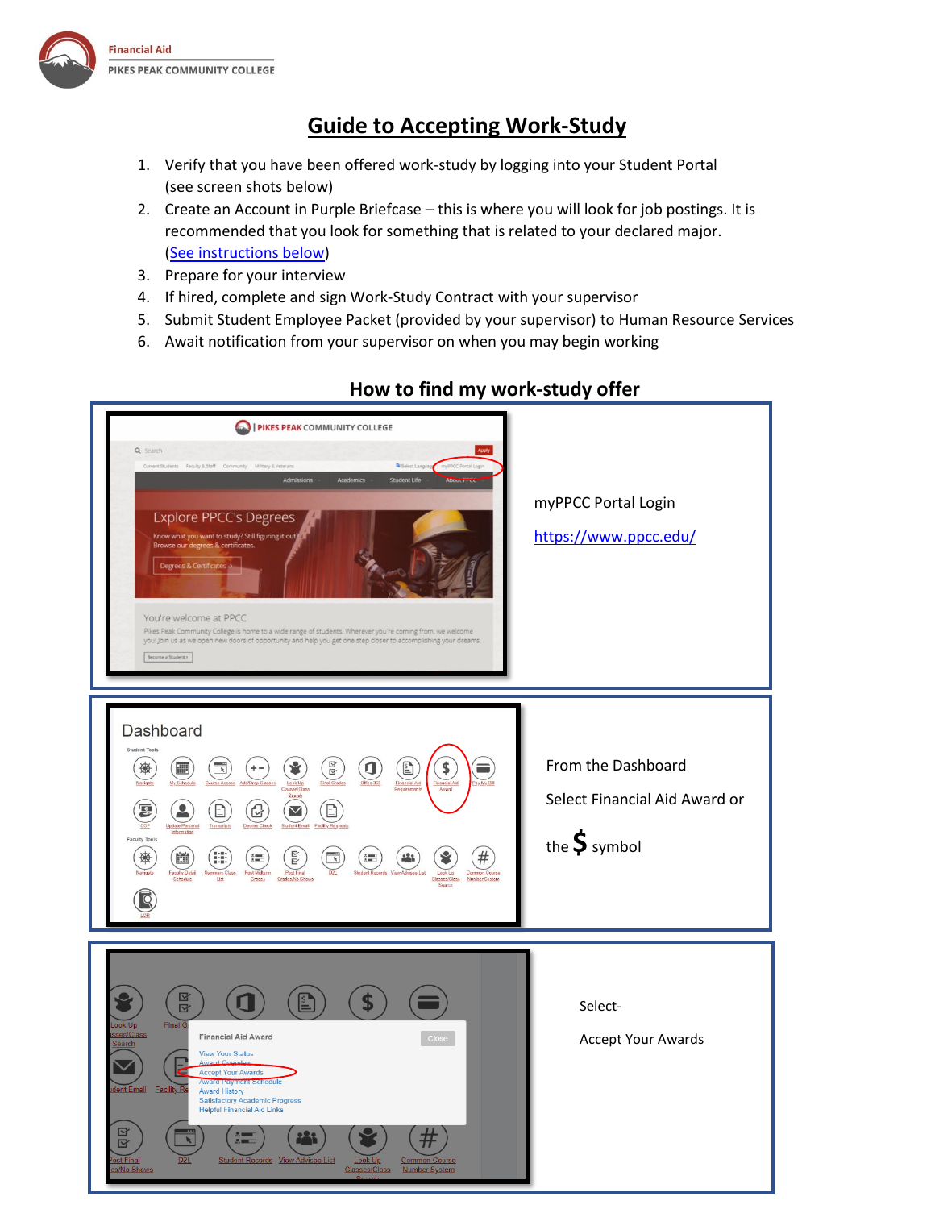Financial Aid
PIKES PEAK COMMUNITY COLLEGE

# Guide to Accepting Work-Study

1. Verify that you have been offered work-study by logging into your Student Portal (see screen shots below)
2. Create an Account in Purple Briefcase – this is where you will look for job postings. It is recommended that you look for something that is related to your declared major. (See instructions below)
3. Prepare for your interview
4. If hired, complete and sign Work-Study Contract with your supervisor
5. Submit Student Employee Packet (provided by your supervisor) to Human Resource Services
6. Await notification from your supervisor on when you may begin working

## How to find my work-study offer

myPPCC Portal Login

https://www.ppcc.edu/

From the Dashboard

Select Financial Aid Award or

the $ symbol

Select-

Accept Your Awards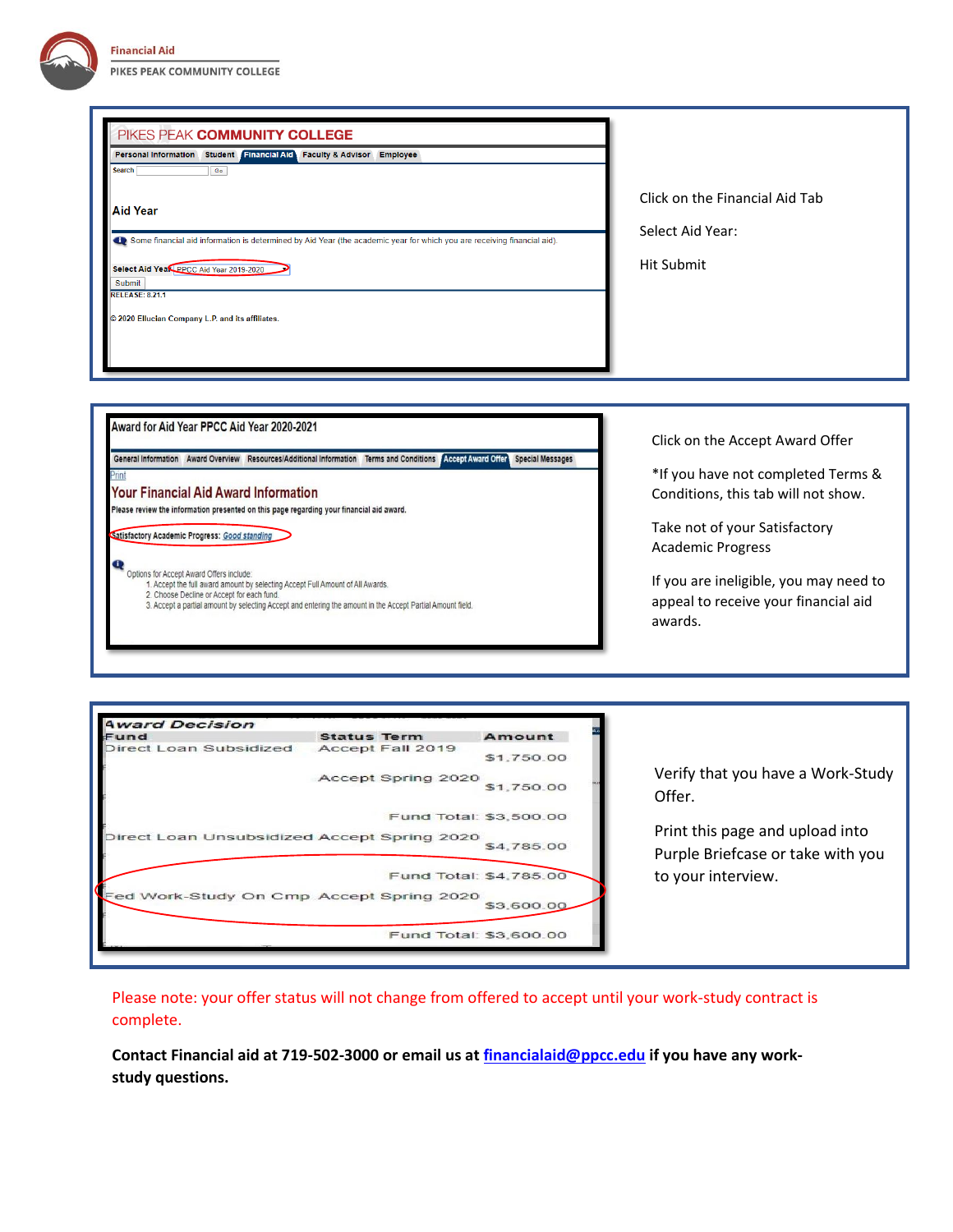PIKES PEAK COMMUNITY COLLEGE

Personal Information | Student | Financial Aid | Faculty & Advisor | Employee

Search [ ] Go

**Aid Year**

Some financial aid information is determined by Aid Year (the academic year for which you are receiving financial aid).

Select Aid Year: PPCC Aid Year 2019-2020

Submit

RELEASE: 8.21.1

© 2020 Ellucian Company L.P. and its affiliates.

Click on the Financial Aid Tab

Select Aid Year:

Hit Submit

---

**Award for Aid Year PPCC Aid Year 2020-2021**

General Information | Award Overview | Resources/Additional Information | Terms and Conditions | Accept Award Offer | Special Messages

Print

**Your Financial Aid Award Information**

Please review the information presented on this page regarding your financial aid award.

Satisfactory Academic Progress: Good standing

Options for Accept Award Offers include:

1. Accept the full award amount by selecting Accept Full Amount of All Awards.
2. Choose Decline or Accept for each fund.
3. Accept a partial amount by selecting Accept and entering the amount in the Accept Partial Amount field.

Click on the Accept Award Offer

*If you have not completed Terms & Conditions, this tab will not show.

Take not of your Satisfactory Academic Progress

If you are ineligible, you may need to appeal to receive your financial aid awards.

---

**Award Decision**

| Fund | Status Term | Amount |
|---|---|---|
| Direct Loan Subsidized | Accept Fall 2019 | $1,750.00 |
| | Accept Spring 2020 | $1,750.00 |
| | Fund Total: | $3,500.00 |
| Direct Loan Unsubsidized | Accept Spring 2020 | $4,785.00 |
| | Fund Total: | $4,785.00 |
| Fed Work-Study On Cmp | Accept Spring 2020 | $3,600.00 |
| | Fund Total: | $3,600.00 |

Verify that you have a Work-Study Offer.

Print this page and upload into Purple Briefcase or take with you to your interview.

Please note: your offer status will not change from offered to accept until your work-study contract is complete.

**Contact Financial aid at 719-502-3000 or email us at [financialaid@ppcc.edu](mailto:financialaid@ppcc.edu) if you have any work-study questions.**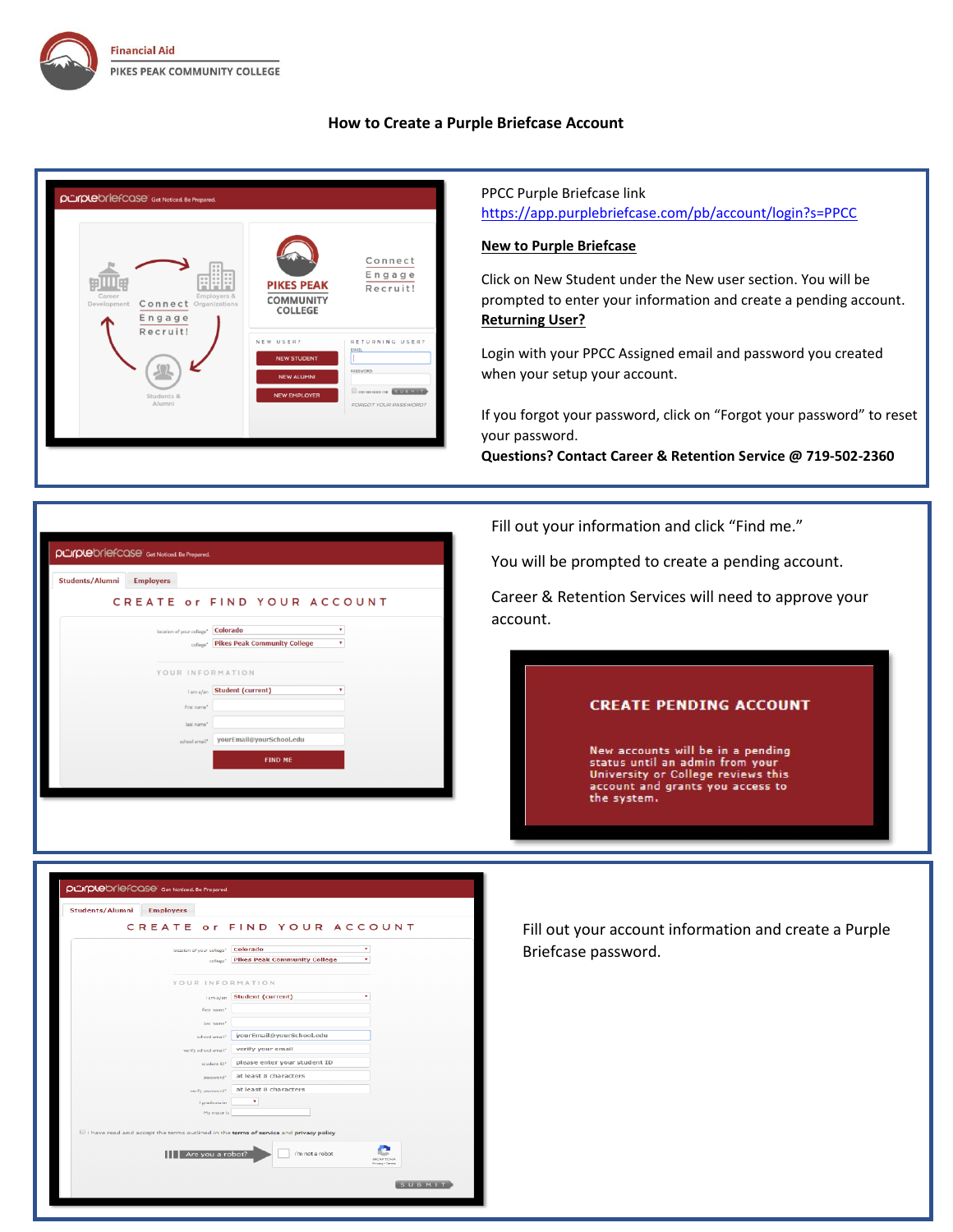Financial Aid
PIKES PEAK COMMUNITY COLLEGE

# How to Create a Purple Briefcase Account

PPCC Purple Briefcase link
https://app.purplebriefcase.com/pb/account/login?s=PPCC

**New to Purple Briefcase**

Click on New Student under the New user section. You will be prompted to enter your information and create a pending account.

**Returning User?**

Login with your PPCC Assigned email and password you created when your setup your account.

If you forgot your password, click on "Forgot your password" to reset your password.

**Questions? Contact Career & Retention Service @ 719-502-2360**

Fill out your information and click "Find me."

You will be prompted to create a pending account.

Career & Retention Services will need to approve your account.

Fill out your account information and create a Purple Briefcase password.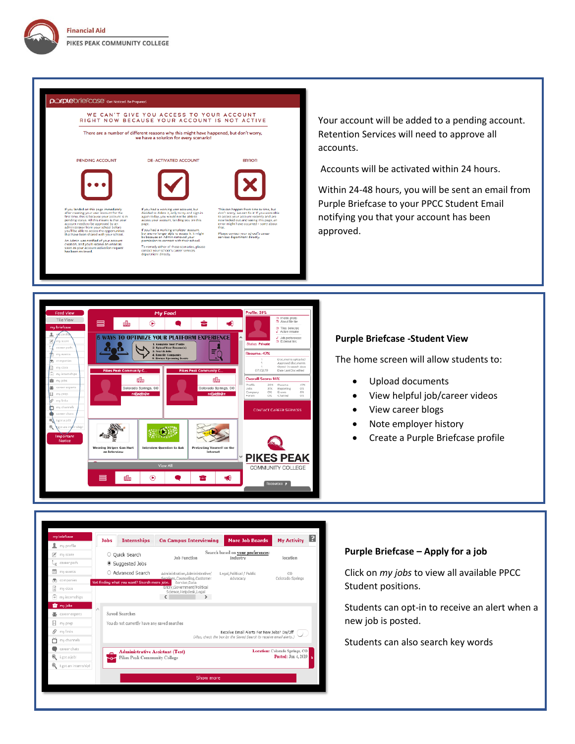Your account will be added to a pending account. Retention Services will need to approve all accounts.

Accounts will be activated within 24 hours.

Within 24-48 hours, you will be sent an email from Purple Briefcase to your PPCC Student Email notifying you that your account has been approved.

**Purple Briefcase -Student View**

The home screen will allow students to:

- Upload documents
- View helpful job/career videos
- View career blogs
- Note employer history
- Create a Purple Briefcase profile

**Purple Briefcase – Apply for a job**

Click on *my jobs* to view all available PPCC Student positions.

Students can opt-in to receive an alert when a new job is posted.

Students can also search key words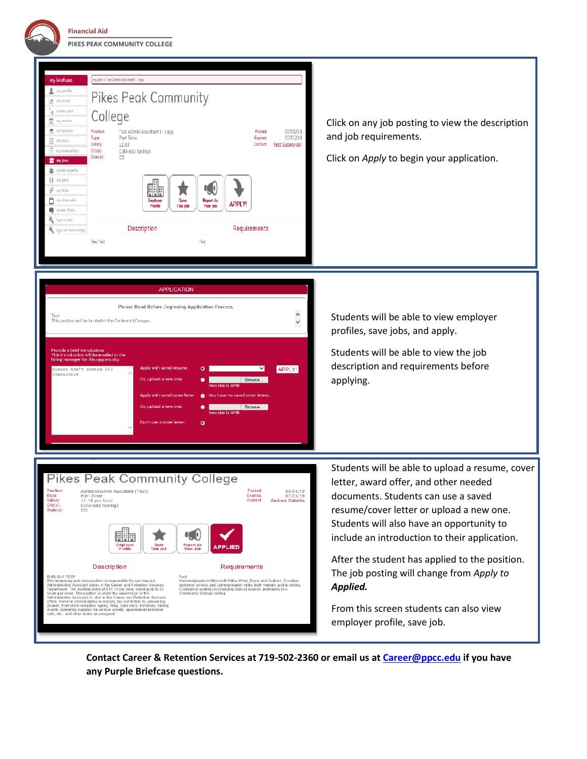Click on any job posting to view the description and job requirements.

Click on *Apply* to begin your application.

Students will be able to view employer profiles, save jobs, and apply.

Students will be able to view the job description and requirements before applying.

Students will be able to upload a resume, cover letter, award offer, and other needed documents. Students can use a saved resume/cover letter or upload a new one. Students will also have an opportunity to include an introduction to their application.

After the student has applied to the position. The job posting will change from *Apply to* ***Applied.***

From this screen students can also view employer profile, save job.

**Contact Career & Retention Services at 719-502-2360 or email us at [Career@ppcc.edu](mailto:Career@ppcc.edu) if you have any Purple Briefcase questions.**